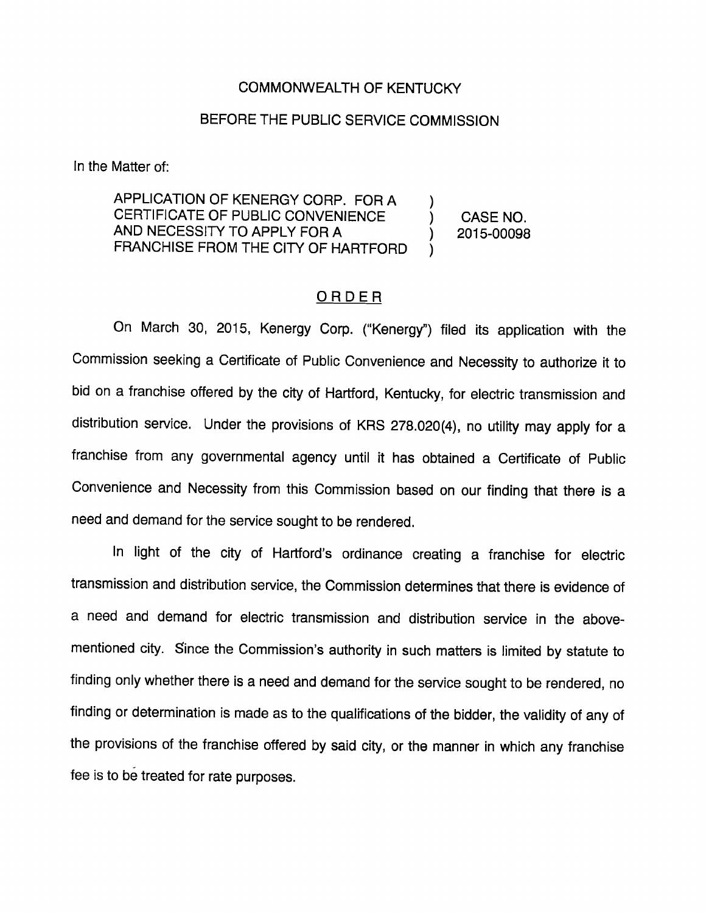COMMONWEALTH OF KENTUCKY

BEFORE THE PUBLIC SERVICE COMMISSION

In the Matter of:

| | | |
|---|---|---|
| APPLICATION OF KENERGY CORP. FOR A CERTIFICATE OF PUBLIC CONVENIENCE AND NECESSITY TO APPLY FOR A FRANCHISE FROM THE CITY OF HARTFORD | ) ) ) ) | CASE NO. 2015-00098 |

## ORDER

On March 30, 2015, Kenergy Corp. ("Kenergy") filed its application with the Commission seeking a Certificate of Public Convenience and Necessity to authorize it to bid on a franchise offered by the city of Hartford, Kentucky, for electric transmission and distribution service. Under the provisions of KRS 278.020(4), no utility may apply for a franchise from any governmental agency until it has obtained a Certificate of Public Convenience and Necessity from this Commission based on our finding that there is a need and demand for the service sought to be rendered.

In light of the city of Hartford's ordinance creating a franchise for electric transmission and distribution service, the Commission determines that there is evidence of a need and demand for electric transmission and distribution service in the above-mentioned city. Since the Commission's authority in such matters is limited by statute to finding only whether there is a need and demand for the service sought to be rendered, no finding or determination is made as to the qualifications of the bidder, the validity of any of the provisions of the franchise offered by said city, or the manner in which any franchise fee is to be treated for rate purposes.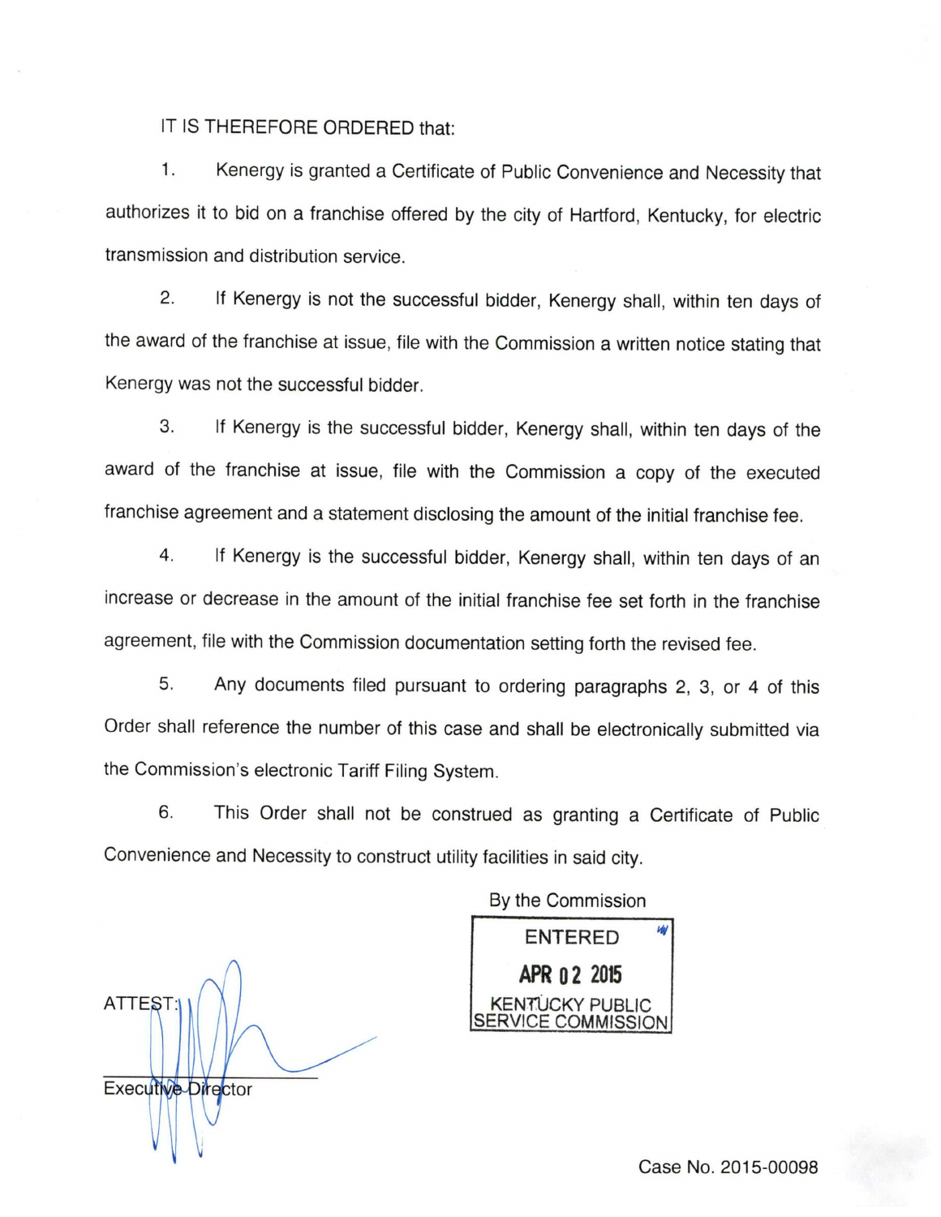IT IS THEREFORE ORDERED that:

1. Kenergy is granted a Certificate of Public Convenience and Necessity that authorizes it to bid on a franchise offered by the city of Hartford, Kentucky, for electric transmission and distribution service.

2. If Kenergy is not the successful bidder, Kenergy shall, within ten days of the award of the franchise at issue, file with the Commission a written notice stating that Kenergy was not the successful bidder.

3. If Kenergy is the successful bidder, Kenergy shall, within ten days of the award of the franchise at issue, file with the Commission a copy of the executed franchise agreement and a statement disclosing the amount of the initial franchise fee.

4. If Kenergy is the successful bidder, Kenergy shall, within ten days of an increase or decrease in the amount of the initial franchise fee set forth in the franchise agreement, file with the Commission documentation setting forth the revised fee.

5. Any documents filed pursuant to ordering paragraphs 2, 3, or 4 of this Order shall reference the number of this case and shall be electronically submitted via the Commission's electronic Tariff Filing System.

6. This Order shall not be construed as granting a Certificate of Public Convenience and Necessity to construct utility facilities in said city.

By the Commission

ENTERED

APR 02 2015

KENTUCKY PUBLIC SERVICE COMMISSION

ATTEST:

Executive Director

Case No. 2015-00098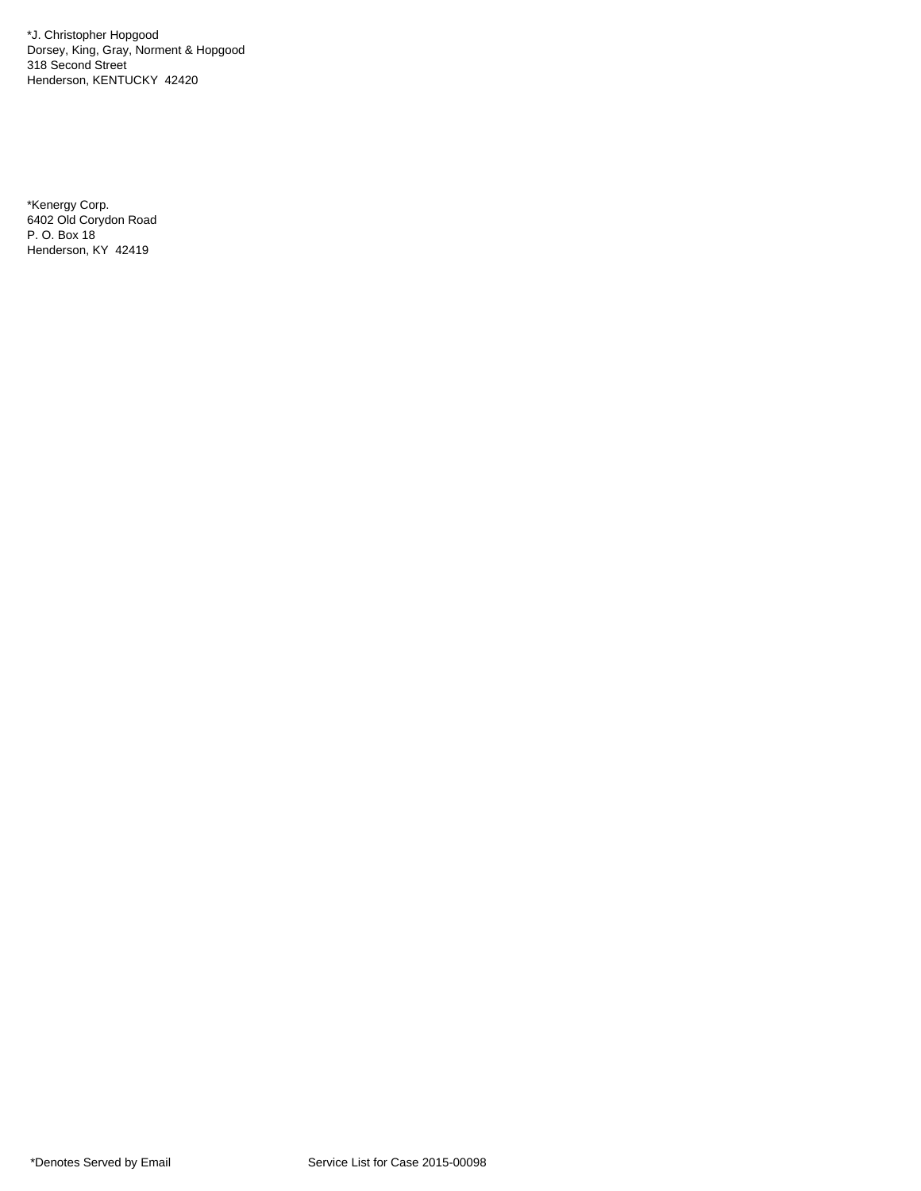*J. Christopher Hopgood
Dorsey, King, Gray, Norment & Hopgood
318 Second Street
Henderson, KENTUCKY  42420

*Kenergy Corp.
6402 Old Corydon Road
P. O. Box 18
Henderson, KY  42419